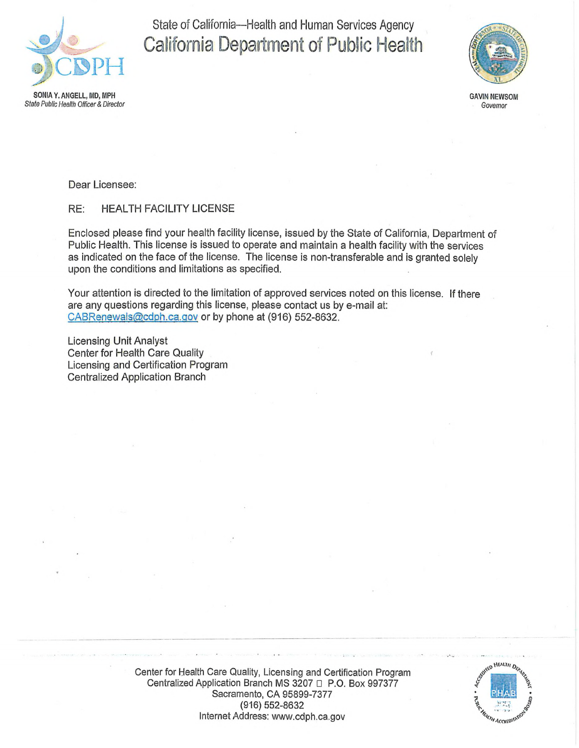State of California—Health and Human Services Agency

# California Department of Public Health

**SONIA Y. ANGELL, MD, MPH**
*State Public Health Officer & Director*

**GAVIN NEWSOM**
*Governor*

Dear Licensee:

RE: HEALTH FACILITY LICENSE

Enclosed please find your health facility license, issued by the State of California, Department of Public Health. This license is issued to operate and maintain a health facility with the services as indicated on the face of the license. The license is non-transferable and is granted solely upon the conditions and limitations as specified.

Your attention is directed to the limitation of approved services noted on this license. If there are any questions regarding this license, please contact us by e-mail at: CABRenewals@cdph.ca.gov or by phone at (916) 552-8632.

Licensing Unit Analyst
Center for Health Care Quality
Licensing and Certification Program
Centralized Application Branch

Center for Health Care Quality, Licensing and Certification Program
Centralized Application Branch MS 3207 □ P.O. Box 997377
Sacramento, CA 95899-7377
(916) 552-8632
Internet Address: www.cdph.ca.gov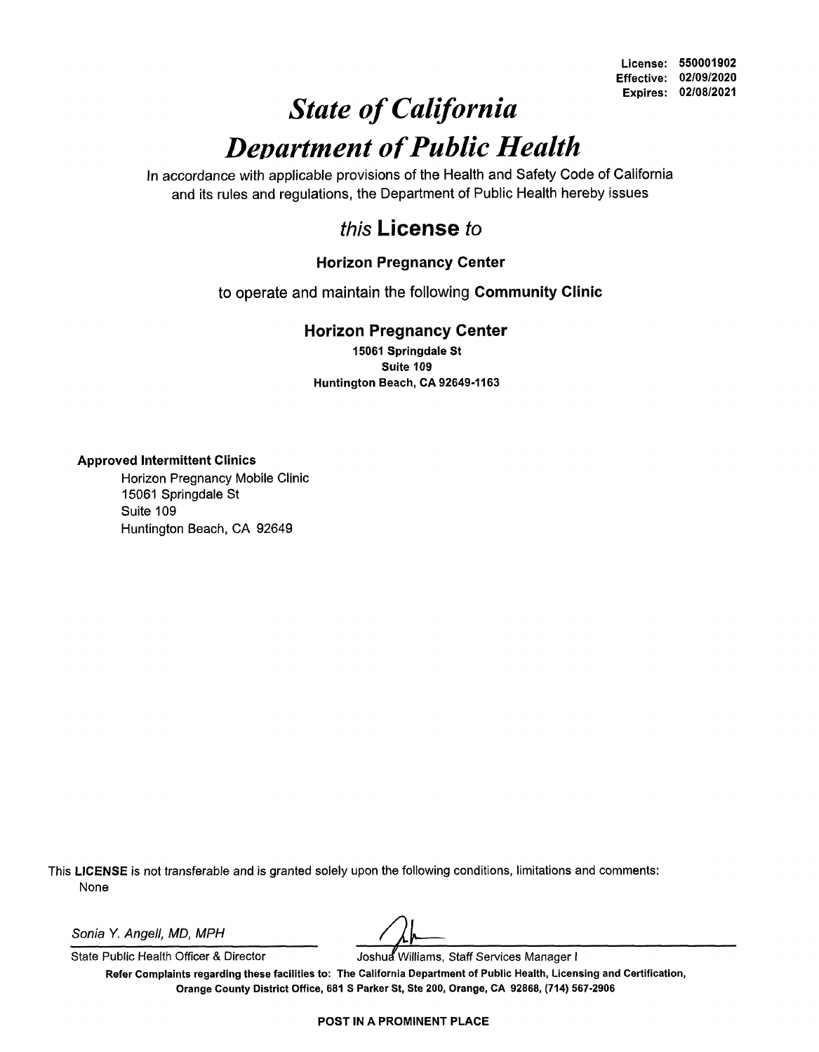**License:** **550001902**
**Effective:** **02/09/2020**
**Expires:** **02/08/2021**

# *State of California*
# *Department of Public Health*

In accordance with applicable provisions of the Health and Safety Code of California and its rules and regulations, the Department of Public Health hereby issues

## *this* **License** *to*

**Horizon Pregnancy Center**

to operate and maintain the following **Community Clinic**

### Horizon Pregnancy Center

**15061 Springdale St**
**Suite 109**
**Huntington Beach, CA 92649-1163**

**Approved Intermittent Clinics**

Horizon Pregnancy Mobile Clinic
15061 Springdale St
Suite 109
Huntington Beach, CA 92649

This **LICENSE** is not transferable and is granted solely upon the following conditions, limitations and comments:

None

*Sonia Y. Angell, MD, MPH*
State Public Health Officer & Director

Joshua Williams, Staff Services Manager I

**Refer Complaints regarding these facilities to: The California Department of Public Health, Licensing and Certification, Orange County District Office, 681 S Parker St, Ste 200, Orange, CA 92868, (714) 567-2906**

**POST IN A PROMINENT PLACE**